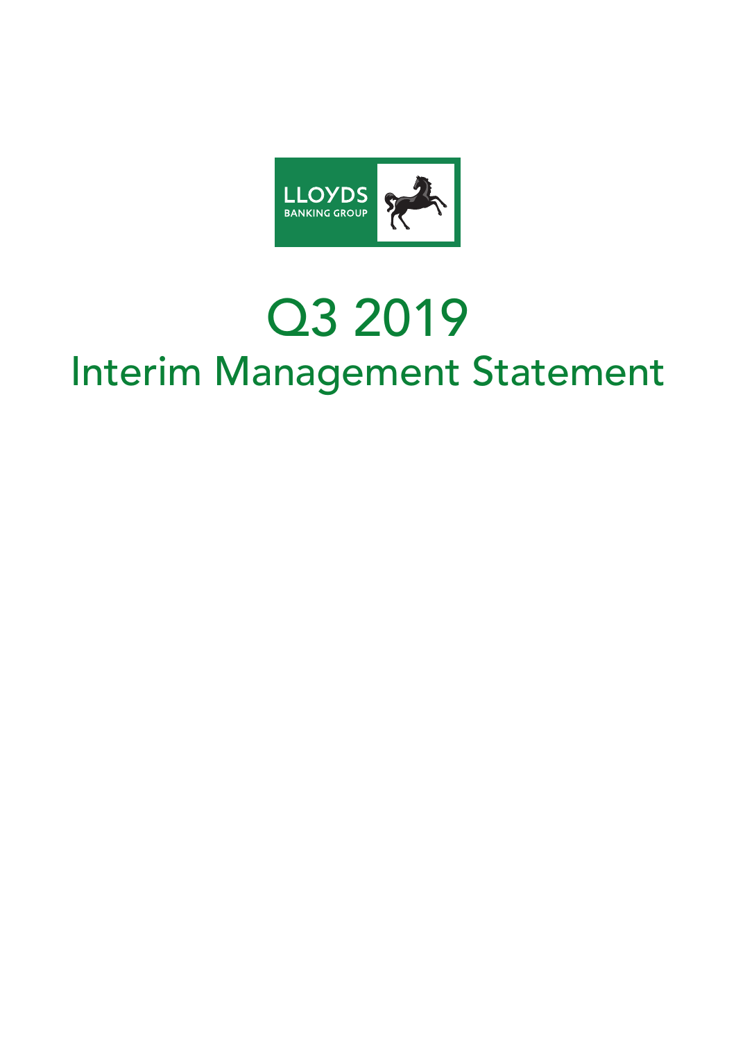LLOYDS BANKING GROUP

# Q3 2019

## Interim Management Statement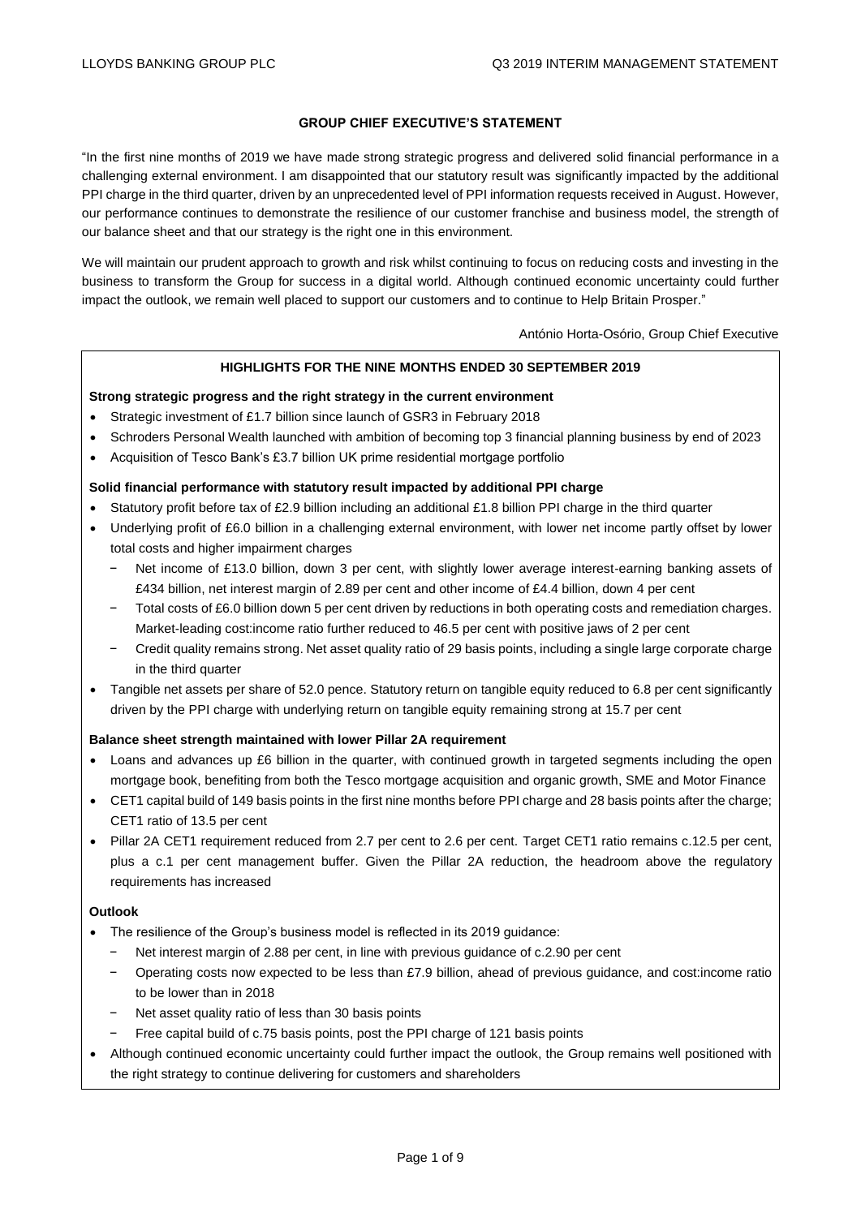## GROUP CHIEF EXECUTIVE'S STATEMENT

"In the first nine months of 2019 we have made strong strategic progress and delivered solid financial performance in a challenging external environment. I am disappointed that our statutory result was significantly impacted by the additional PPI charge in the third quarter, driven by an unprecedented level of PPI information requests received in August. However, our performance continues to demonstrate the resilience of our customer franchise and business model, the strength of our balance sheet and that our strategy is the right one in this environment.

We will maintain our prudent approach to growth and risk whilst continuing to focus on reducing costs and investing in the business to transform the Group for success in a digital world. Although continued economic uncertainty could further impact the outlook, we remain well placed to support our customers and to continue to Help Britain Prosper."

António Horta-Osório, Group Chief Executive

### HIGHLIGHTS FOR THE NINE MONTHS ENDED 30 SEPTEMBER 2019

**Strong strategic progress and the right strategy in the current environment**

- Strategic investment of £1.7 billion since launch of GSR3 in February 2018
- Schroders Personal Wealth launched with ambition of becoming top 3 financial planning business by end of 2023
- Acquisition of Tesco Bank's £3.7 billion UK prime residential mortgage portfolio

**Solid financial performance with statutory result impacted by additional PPI charge**

- Statutory profit before tax of £2.9 billion including an additional £1.8 billion PPI charge in the third quarter
- Underlying profit of £6.0 billion in a challenging external environment, with lower net income partly offset by lower total costs and higher impairment charges
  - Net income of £13.0 billion, down 3 per cent, with slightly lower average interest-earning banking assets of £434 billion, net interest margin of 2.89 per cent and other income of £4.4 billion, down 4 per cent
  - Total costs of £6.0 billion down 5 per cent driven by reductions in both operating costs and remediation charges. Market-leading cost:income ratio further reduced to 46.5 per cent with positive jaws of 2 per cent
  - Credit quality remains strong. Net asset quality ratio of 29 basis points, including a single large corporate charge in the third quarter
- Tangible net assets per share of 52.0 pence. Statutory return on tangible equity reduced to 6.8 per cent significantly driven by the PPI charge with underlying return on tangible equity remaining strong at 15.7 per cent

**Balance sheet strength maintained with lower Pillar 2A requirement**

- Loans and advances up £6 billion in the quarter, with continued growth in targeted segments including the open mortgage book, benefiting from both the Tesco mortgage acquisition and organic growth, SME and Motor Finance
- CET1 capital build of 149 basis points in the first nine months before PPI charge and 28 basis points after the charge; CET1 ratio of 13.5 per cent
- Pillar 2A CET1 requirement reduced from 2.7 per cent to 2.6 per cent. Target CET1 ratio remains c.12.5 per cent, plus a c.1 per cent management buffer. Given the Pillar 2A reduction, the headroom above the regulatory requirements has increased

**Outlook**

- The resilience of the Group's business model is reflected in its 2019 guidance:
  - Net interest margin of 2.88 per cent, in line with previous guidance of c.2.90 per cent
  - Operating costs now expected to be less than £7.9 billion, ahead of previous guidance, and cost:income ratio to be lower than in 2018
  - Net asset quality ratio of less than 30 basis points
  - Free capital build of c.75 basis points, post the PPI charge of 121 basis points
- Although continued economic uncertainty could further impact the outlook, the Group remains well positioned with the right strategy to continue delivering for customers and shareholders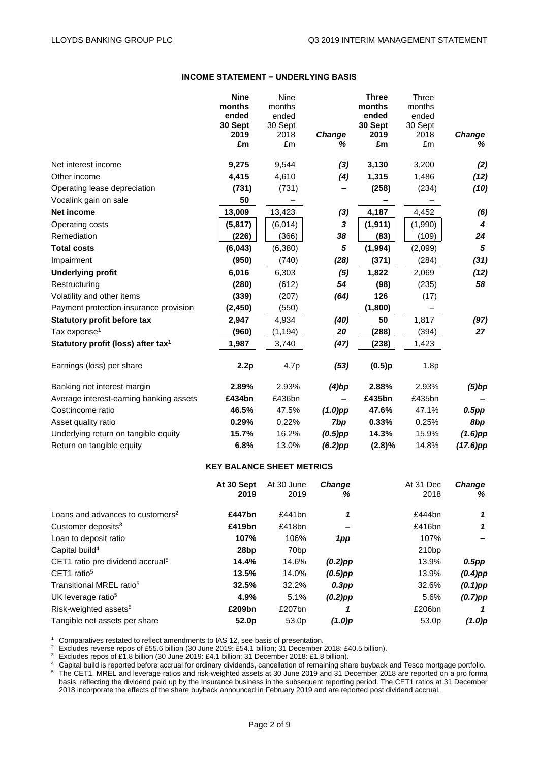## INCOME STATEMENT − UNDERLYING BASIS

| | **Nine months ended 30 Sept 2019 £m** | Nine months ended 30 Sept 2018 £m | ***Change %*** | **Three months ended 30 Sept 2019 £m** | Three months ended 30 Sept 2018 £m | ***Change %*** |
|---|---|---|---|---|---|---|
| Net interest income | **9,275** | 9,544 | ***(3)*** | **3,130** | 3,200 | ***(2)*** |
| Other income | **4,415** | 4,610 | ***(4)*** | **1,315** | 1,486 | ***(12)*** |
| Operating lease depreciation | **(731)** | (731) | ***–*** | **(258)** | (234) | ***(10)*** |
| Vocalink gain on sale | **50** | – | | **–** | – | |
| **Net income** | **13,009** | 13,423 | ***(3)*** | **4,187** | 4,452 | ***(6)*** |
| Operating costs | **(5,817)** | (6,014) | ***3*** | **(1,911)** | (1,990) | ***4*** |
| Remediation | **(226)** | (366) | ***38*** | **(83)** | (109) | ***24*** |
| **Total costs** | **(6,043)** | (6,380) | ***5*** | **(1,994)** | (2,099) | ***5*** |
| Impairment | **(950)** | (740) | ***(28)*** | **(371)** | (284) | ***(31)*** |
| **Underlying profit** | **6,016** | 6,303 | ***(5)*** | **1,822** | 2,069 | ***(12)*** |
| Restructuring | **(280)** | (612) | ***54*** | **(98)** | (235) | ***58*** |
| Volatility and other items | **(339)** | (207) | ***(64)*** | **126** | (17) | |
| Payment protection insurance provision | **(2,450)** | (550) | | **(1,800)** | – | |
| **Statutory profit before tax** | **2,947** | 4,934 | ***(40)*** | **50** | 1,817 | ***(97)*** |
| Tax expense[1] | **(960)** | (1,194) | ***20*** | **(288)** | (394) | ***27*** |
| **Statutory profit (loss) after tax[1]** | **1,987** | 3,740 | ***(47)*** | **(238)** | 1,423 | |
| | | | | | | |
| Earnings (loss) per share | **2.2p** | 4.7p | ***(53)*** | **(0.5)p** | 1.8p | |
| | | | | | | |
| Banking net interest margin | **2.89%** | 2.93% | ***(4)bp*** | **2.88%** | 2.93% | ***(5)bp*** |
| Average interest-earning banking assets | **£434bn** | £436bn | ***–*** | **£435bn** | £435bn | ***–*** |
| Cost:income ratio | **46.5%** | 47.5% | ***(1.0)pp*** | **47.6%** | 47.1% | ***0.5pp*** |
| Asset quality ratio | **0.29%** | 0.22% | ***7bp*** | **0.33%** | 0.25% | ***8bp*** |
| Underlying return on tangible equity | **15.7%** | 16.2% | ***(0.5)pp*** | **14.3%** | 15.9% | ***(1.6)pp*** |
| Return on tangible equity | **6.8%** | 13.0% | ***(6.2)pp*** | **(2.8)%** | 14.8% | ***(17.6)pp*** |

## KEY BALANCE SHEET METRICS

| | **At 30 Sept 2019** | At 30 June 2019 | ***Change %*** | At 31 Dec 2018 | ***Change %*** |
|---|---|---|---|---|---|
| Loans and advances to customers[2] | **£447bn** | £441bn | ***1*** | £444bn | ***1*** |
| Customer deposits[3] | **£419bn** | £418bn | ***–*** | £416bn | ***1*** |
| Loan to deposit ratio | **107%** | 106% | ***1pp*** | 107% | ***–*** |
| Capital build[4] | **28bp** | 70bp | | 210bp | |
| CET1 ratio pre dividend accrual[5] | **14.4%** | 14.6% | ***(0.2)pp*** | 13.9% | ***0.5pp*** |
| CET1 ratio[5] | **13.5%** | 14.0% | ***(0.5)pp*** | 13.9% | ***(0.4)pp*** |
| Transitional MREL ratio[5] | **32.5%** | 32.2% | ***0.3pp*** | 32.6% | ***(0.1)pp*** |
| UK leverage ratio[5] | **4.9%** | 5.1% | ***(0.2)pp*** | 5.6% | ***(0.7)pp*** |
| Risk-weighted assets[5] | **£209bn** | £207bn | ***1*** | £206bn | ***1*** |
| Tangible net assets per share | **52.0p** | 53.0p | ***(1.0)p*** | 53.0p | ***(1.0)p*** |

[1] Comparatives restated to reflect amendments to IAS 12, see basis of presentation.
[2] Excludes reverse repos of £55.6 billion (30 June 2019: £54.1 billion; 31 December 2018: £40.5 billion).
[3] Excludes repos of £1.8 billion (30 June 2019: £4.1 billion; 31 December 2018: £1.8 billion).
[4] Capital build is reported before accrual for ordinary dividends, cancellation of remaining share buyback and Tesco mortgage portfolio.
[5] The CET1, MREL and leverage ratios and risk-weighted assets at 30 June 2019 and 31 December 2018 are reported on a pro forma basis, reflecting the dividend paid up by the Insurance business in the subsequent reporting period. The CET1 ratios at 31 December 2018 incorporate the effects of the share buyback announced in February 2019 and are reported post dividend accrual.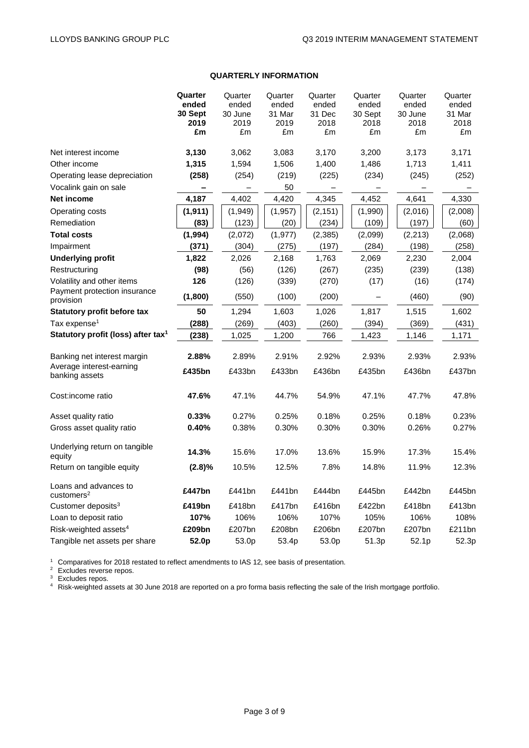## QUARTERLY INFORMATION

| | **Quarter ended 30 Sept 2019 £m** | Quarter ended 30 June 2019 £m | Quarter ended 31 Mar 2019 £m | Quarter ended 31 Dec 2018 £m | Quarter ended 30 Sept 2018 £m | Quarter ended 30 June 2018 £m | Quarter ended 31 Mar 2018 £m |
|---|---|---|---|---|---|---|---|
| Net interest income | **3,130** | 3,062 | 3,083 | 3,170 | 3,200 | 3,173 | 3,171 |
| Other income | **1,315** | 1,594 | 1,506 | 1,400 | 1,486 | 1,713 | 1,411 |
| Operating lease depreciation | **(258)** | (254) | (219) | (225) | (234) | (245) | (252) |
| Vocalink gain on sale | **–** | – | 50 | – | – | – | – |
| **Net income** | **4,187** | 4,402 | 4,420 | 4,345 | 4,452 | 4,641 | 4,330 |
| Operating costs | **(1,911)** | (1,949) | (1,957) | (2,151) | (1,990) | (2,016) | (2,008) |
| Remediation | **(83)** | (123) | (20) | (234) | (109) | (197) | (60) |
| **Total costs** | **(1,994)** | (2,072) | (1,977) | (2,385) | (2,099) | (2,213) | (2,068) |
| Impairment | **(371)** | (304) | (275) | (197) | (284) | (198) | (258) |
| **Underlying profit** | **1,822** | 2,026 | 2,168 | 1,763 | 2,069 | 2,230 | 2,004 |
| Restructuring | **(98)** | (56) | (126) | (267) | (235) | (239) | (138) |
| Volatility and other items | **126** | (126) | (339) | (270) | (17) | (16) | (174) |
| Payment protection insurance provision | **(1,800)** | (550) | (100) | (200) | – | (460) | (90) |
| **Statutory profit before tax** | **50** | 1,294 | 1,603 | 1,026 | 1,817 | 1,515 | 1,602 |
| Tax expense[1] | **(288)** | (269) | (403) | (260) | (394) | (369) | (431) |
| **Statutory profit (loss) after tax[1]** | **(238)** | 1,025 | 1,200 | 766 | 1,423 | 1,146 | 1,171 |
| | | | | | | | |
| Banking net interest margin | **2.88%** | 2.89% | 2.91% | 2.92% | 2.93% | 2.93% | 2.93% |
| Average interest-earning banking assets | **£435bn** | £433bn | £433bn | £436bn | £435bn | £436bn | £437bn |
| | | | | | | | |
| Cost:income ratio | **47.6%** | 47.1% | 44.7% | 54.9% | 47.1% | 47.7% | 47.8% |
| | | | | | | | |
| Asset quality ratio | **0.33%** | 0.27% | 0.25% | 0.18% | 0.25% | 0.18% | 0.23% |
| Gross asset quality ratio | **0.40%** | 0.38% | 0.30% | 0.30% | 0.30% | 0.26% | 0.27% |
| | | | | | | | |
| Underlying return on tangible equity | **14.3%** | 15.6% | 17.0% | 13.6% | 15.9% | 17.3% | 15.4% |
| Return on tangible equity | **(2.8)%** | 10.5% | 12.5% | 7.8% | 14.8% | 11.9% | 12.3% |
| | | | | | | | |
| Loans and advances to customers[2] | **£447bn** | £441bn | £441bn | £444bn | £445bn | £442bn | £445bn |
| Customer deposits[3] | **£419bn** | £418bn | £417bn | £416bn | £422bn | £418bn | £413bn |
| Loan to deposit ratio | **107%** | 106% | 106% | 107% | 105% | 106% | 108% |
| Risk-weighted assets[4] | **£209bn** | £207bn | £208bn | £206bn | £207bn | £207bn | £211bn |
| Tangible net assets per share | **52.0p** | 53.0p | 53.4p | 53.0p | 51.3p | 52.1p | 52.3p |

[1] Comparatives for 2018 restated to reflect amendments to IAS 12, see basis of presentation.
[2] Excludes reverse repos.
[3] Excludes repos.
[4] Risk-weighted assets at 30 June 2018 are reported on a pro forma basis reflecting the sale of the Irish mortgage portfolio.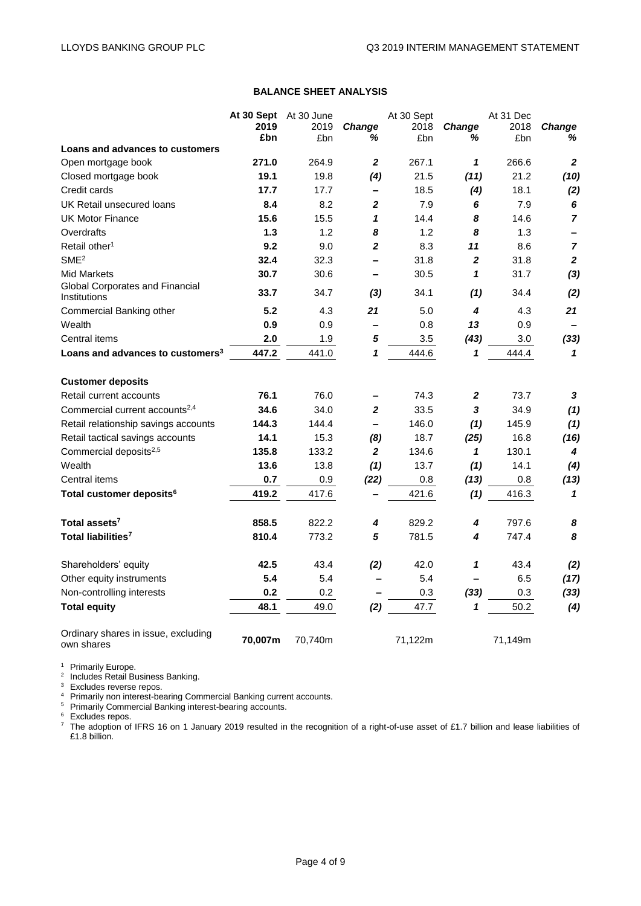## BALANCE SHEET ANALYSIS

| | At 30 Sept 2019 £bn | At 30 June 2019 £bn | Change % | At 30 Sept 2018 £bn | Change % | At 31 Dec 2018 £bn | Change % |
|---|---|---|---|---|---|---|---|
| **Loans and advances to customers** | | | | | | | |
| Open mortgage book | **271.0** | 264.9 | *2* | 267.1 | *1* | 266.6 | *2* |
| Closed mortgage book | **19.1** | 19.8 | *(4)* | 21.5 | *(11)* | 21.2 | *(10)* |
| Credit cards | **17.7** | 17.7 | – | 18.5 | *(4)* | 18.1 | *(2)* |
| UK Retail unsecured loans | **8.4** | 8.2 | *2* | 7.9 | *6* | 7.9 | *6* |
| UK Motor Finance | **15.6** | 15.5 | *1* | 14.4 | *8* | 14.6 | *7* |
| Overdrafts | **1.3** | 1.2 | *8* | 1.2 | *8* | 1.3 | – |
| Retail other[1] | **9.2** | 9.0 | *2* | 8.3 | *11* | 8.6 | *7* |
| SME[2] | **32.4** | 32.3 | – | 31.8 | *2* | 31.8 | *2* |
| Mid Markets | **30.7** | 30.6 | – | 30.5 | *1* | 31.7 | *(3)* |
| Global Corporates and Financial Institutions | **33.7** | 34.7 | *(3)* | 34.1 | *(1)* | 34.4 | *(2)* |
| Commercial Banking other | **5.2** | 4.3 | *21* | 5.0 | *4* | 4.3 | *21* |
| Wealth | **0.9** | 0.9 | – | 0.8 | *13* | 0.9 | – |
| Central items | **2.0** | 1.9 | *5* | 3.5 | *(43)* | 3.0 | *(33)* |
| **Loans and advances to customers[3]** | **447.2** | 441.0 | *1* | 444.6 | *1* | 444.4 | *1* |
| | | | | | | | |
| **Customer deposits** | | | | | | | |
| Retail current accounts | **76.1** | 76.0 | – | 74.3 | *2* | 73.7 | *3* |
| Commercial current accounts[2,4] | **34.6** | 34.0 | *2* | 33.5 | *3* | 34.9 | *(1)* |
| Retail relationship savings accounts | **144.3** | 144.4 | – | 146.0 | *(1)* | 145.9 | *(1)* |
| Retail tactical savings accounts | **14.1** | 15.3 | *(8)* | 18.7 | *(25)* | 16.8 | *(16)* |
| Commercial deposits[2,5] | **135.8** | 133.2 | *2* | 134.6 | *1* | 130.1 | *4* |
| Wealth | **13.6** | 13.8 | *(1)* | 13.7 | *(1)* | 14.1 | *(4)* |
| Central items | **0.7** | 0.9 | *(22)* | 0.8 | *(13)* | 0.8 | *(13)* |
| **Total customer deposits[6]** | **419.2** | 417.6 | – | 421.6 | *(1)* | 416.3 | *1* |
| | | | | | | | |
| **Total assets[7]** | **858.5** | 822.2 | *4* | 829.2 | *4* | 797.6 | *8* |
| **Total liabilities[7]** | **810.4** | 773.2 | *5* | 781.5 | *4* | 747.4 | *8* |
| | | | | | | | |
| Shareholders' equity | **42.5** | 43.4 | *(2)* | 42.0 | *1* | 43.4 | *(2)* |
| Other equity instruments | **5.4** | 5.4 | – | 5.4 | – | 6.5 | *(17)* |
| Non-controlling interests | **0.2** | 0.2 | – | 0.3 | *(33)* | 0.3 | *(33)* |
| **Total equity** | **48.1** | 49.0 | *(2)* | 47.7 | *1* | 50.2 | *(4)* |
| | | | | | | | |
| Ordinary shares in issue, excluding own shares | **70,007m** | 70,740m | | 71,122m | | 71,149m | |

[1] Primarily Europe.
[2] Includes Retail Business Banking.
[3] Excludes reverse repos.
[4] Primarily non interest-bearing Commercial Banking current accounts.
[5] Primarily Commercial Banking interest-bearing accounts.
[6] Excludes repos.
[7] The adoption of IFRS 16 on 1 January 2019 resulted in the recognition of a right-of-use asset of £1.7 billion and lease liabilities of £1.8 billion.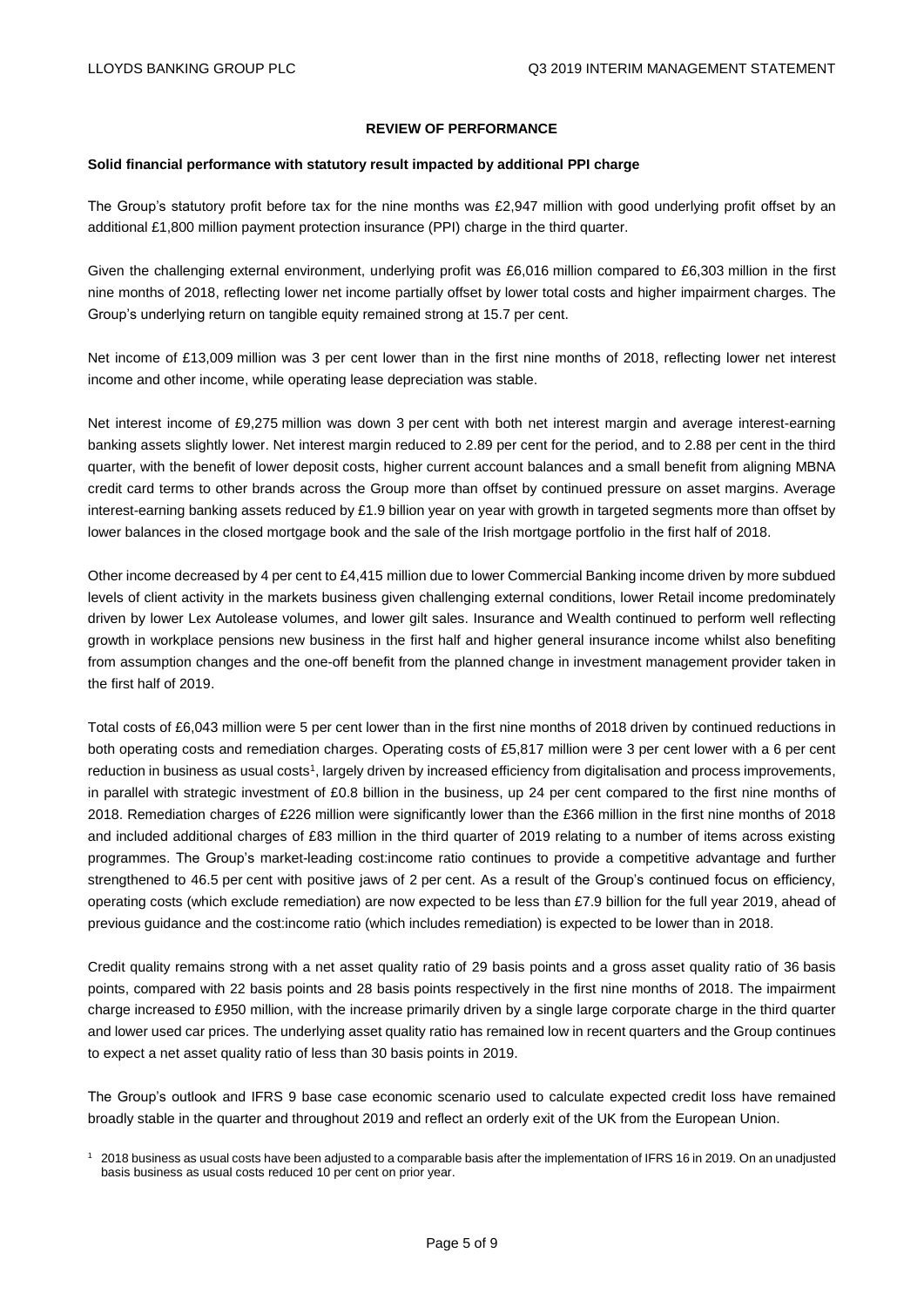## REVIEW OF PERFORMANCE

**Solid financial performance with statutory result impacted by additional PPI charge**

The Group's statutory profit before tax for the nine months was £2,947 million with good underlying profit offset by an additional £1,800 million payment protection insurance (PPI) charge in the third quarter.

Given the challenging external environment, underlying profit was £6,016 million compared to £6,303 million in the first nine months of 2018, reflecting lower net income partially offset by lower total costs and higher impairment charges. The Group's underlying return on tangible equity remained strong at 15.7 per cent.

Net income of £13,009 million was 3 per cent lower than in the first nine months of 2018, reflecting lower net interest income and other income, while operating lease depreciation was stable.

Net interest income of £9,275 million was down 3 per cent with both net interest margin and average interest-earning banking assets slightly lower. Net interest margin reduced to 2.89 per cent for the period, and to 2.88 per cent in the third quarter, with the benefit of lower deposit costs, higher current account balances and a small benefit from aligning MBNA credit card terms to other brands across the Group more than offset by continued pressure on asset margins. Average interest-earning banking assets reduced by £1.9 billion year on year with growth in targeted segments more than offset by lower balances in the closed mortgage book and the sale of the Irish mortgage portfolio in the first half of 2018.

Other income decreased by 4 per cent to £4,415 million due to lower Commercial Banking income driven by more subdued levels of client activity in the markets business given challenging external conditions, lower Retail income predominately driven by lower Lex Autolease volumes, and lower gilt sales. Insurance and Wealth continued to perform well reflecting growth in workplace pensions new business in the first half and higher general insurance income whilst also benefiting from assumption changes and the one-off benefit from the planned change in investment management provider taken in the first half of 2019.

Total costs of £6,043 million were 5 per cent lower than in the first nine months of 2018 driven by continued reductions in both operating costs and remediation charges. Operating costs of £5,817 million were 3 per cent lower with a 6 per cent reduction in business as usual costs[1], largely driven by increased efficiency from digitalisation and process improvements, in parallel with strategic investment of £0.8 billion in the business, up 24 per cent compared to the first nine months of 2018. Remediation charges of £226 million were significantly lower than the £366 million in the first nine months of 2018 and included additional charges of £83 million in the third quarter of 2019 relating to a number of items across existing programmes. The Group's market-leading cost:income ratio continues to provide a competitive advantage and further strengthened to 46.5 per cent with positive jaws of 2 per cent. As a result of the Group's continued focus on efficiency, operating costs (which exclude remediation) are now expected to be less than £7.9 billion for the full year 2019, ahead of previous guidance and the cost:income ratio (which includes remediation) is expected to be lower than in 2018.

Credit quality remains strong with a net asset quality ratio of 29 basis points and a gross asset quality ratio of 36 basis points, compared with 22 basis points and 28 basis points respectively in the first nine months of 2018. The impairment charge increased to £950 million, with the increase primarily driven by a single large corporate charge in the third quarter and lower used car prices. The underlying asset quality ratio has remained low in recent quarters and the Group continues to expect a net asset quality ratio of less than 30 basis points in 2019.

The Group's outlook and IFRS 9 base case economic scenario used to calculate expected credit loss have remained broadly stable in the quarter and throughout 2019 and reflect an orderly exit of the UK from the European Union.

[1] 2018 business as usual costs have been adjusted to a comparable basis after the implementation of IFRS 16 in 2019. On an unadjusted basis business as usual costs reduced 10 per cent on prior year.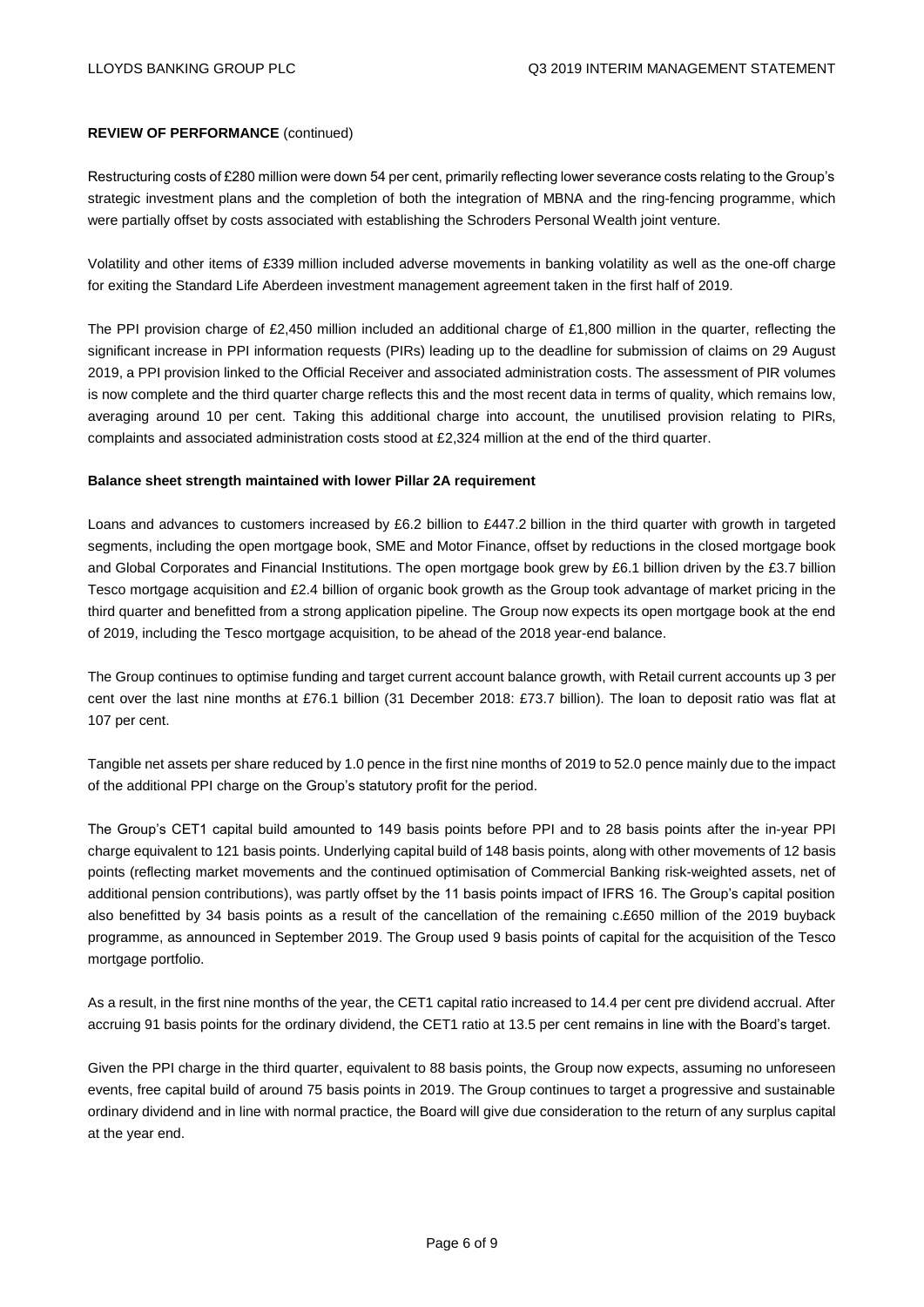**REVIEW OF PERFORMANCE** (continued)

Restructuring costs of £280 million were down 54 per cent, primarily reflecting lower severance costs relating to the Group's strategic investment plans and the completion of both the integration of MBNA and the ring-fencing programme, which were partially offset by costs associated with establishing the Schroders Personal Wealth joint venture.

Volatility and other items of £339 million included adverse movements in banking volatility as well as the one-off charge for exiting the Standard Life Aberdeen investment management agreement taken in the first half of 2019.

The PPI provision charge of £2,450 million included an additional charge of £1,800 million in the quarter, reflecting the significant increase in PPI information requests (PIRs) leading up to the deadline for submission of claims on 29 August 2019, a PPI provision linked to the Official Receiver and associated administration costs. The assessment of PIR volumes is now complete and the third quarter charge reflects this and the most recent data in terms of quality, which remains low, averaging around 10 per cent. Taking this additional charge into account, the unutilised provision relating to PIRs, complaints and associated administration costs stood at £2,324 million at the end of the third quarter.

**Balance sheet strength maintained with lower Pillar 2A requirement**

Loans and advances to customers increased by £6.2 billion to £447.2 billion in the third quarter with growth in targeted segments, including the open mortgage book, SME and Motor Finance, offset by reductions in the closed mortgage book and Global Corporates and Financial Institutions. The open mortgage book grew by £6.1 billion driven by the £3.7 billion Tesco mortgage acquisition and £2.4 billion of organic book growth as the Group took advantage of market pricing in the third quarter and benefitted from a strong application pipeline. The Group now expects its open mortgage book at the end of 2019, including the Tesco mortgage acquisition, to be ahead of the 2018 year-end balance.

The Group continues to optimise funding and target current account balance growth, with Retail current accounts up 3 per cent over the last nine months at £76.1 billion (31 December 2018: £73.7 billion). The loan to deposit ratio was flat at 107 per cent.

Tangible net assets per share reduced by 1.0 pence in the first nine months of 2019 to 52.0 pence mainly due to the impact of the additional PPI charge on the Group's statutory profit for the period.

The Group's CET1 capital build amounted to 149 basis points before PPI and to 28 basis points after the in-year PPI charge equivalent to 121 basis points. Underlying capital build of 148 basis points, along with other movements of 12 basis points (reflecting market movements and the continued optimisation of Commercial Banking risk-weighted assets, net of additional pension contributions), was partly offset by the 11 basis points impact of IFRS 16. The Group's capital position also benefitted by 34 basis points as a result of the cancellation of the remaining c.£650 million of the 2019 buyback programme, as announced in September 2019. The Group used 9 basis points of capital for the acquisition of the Tesco mortgage portfolio.

As a result, in the first nine months of the year, the CET1 capital ratio increased to 14.4 per cent pre dividend accrual. After accruing 91 basis points for the ordinary dividend, the CET1 ratio at 13.5 per cent remains in line with the Board's target.

Given the PPI charge in the third quarter, equivalent to 88 basis points, the Group now expects, assuming no unforeseen events, free capital build of around 75 basis points in 2019. The Group continues to target a progressive and sustainable ordinary dividend and in line with normal practice, the Board will give due consideration to the return of any surplus capital at the year end.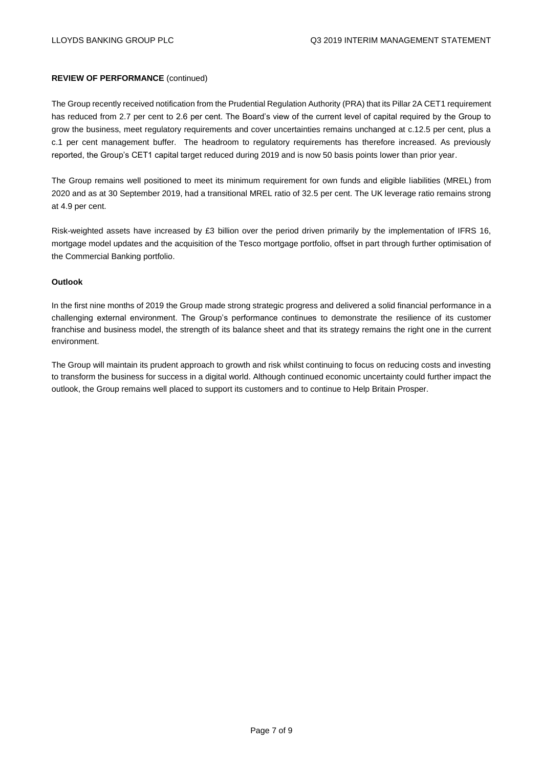**REVIEW OF PERFORMANCE** (continued)

The Group recently received notification from the Prudential Regulation Authority (PRA) that its Pillar 2A CET1 requirement has reduced from 2.7 per cent to 2.6 per cent. The Board's view of the current level of capital required by the Group to grow the business, meet regulatory requirements and cover uncertainties remains unchanged at c.12.5 per cent, plus a c.1 per cent management buffer. The headroom to regulatory requirements has therefore increased. As previously reported, the Group's CET1 capital target reduced during 2019 and is now 50 basis points lower than prior year.

The Group remains well positioned to meet its minimum requirement for own funds and eligible liabilities (MREL) from 2020 and as at 30 September 2019, had a transitional MREL ratio of 32.5 per cent. The UK leverage ratio remains strong at 4.9 per cent.

Risk-weighted assets have increased by £3 billion over the period driven primarily by the implementation of IFRS 16, mortgage model updates and the acquisition of the Tesco mortgage portfolio, offset in part through further optimisation of the Commercial Banking portfolio.

**Outlook**

In the first nine months of 2019 the Group made strong strategic progress and delivered a solid financial performance in a challenging external environment. The Group's performance continues to demonstrate the resilience of its customer franchise and business model, the strength of its balance sheet and that its strategy remains the right one in the current environment.

The Group will maintain its prudent approach to growth and risk whilst continuing to focus on reducing costs and investing to transform the business for success in a digital world. Although continued economic uncertainty could further impact the outlook, the Group remains well placed to support its customers and to continue to Help Britain Prosper.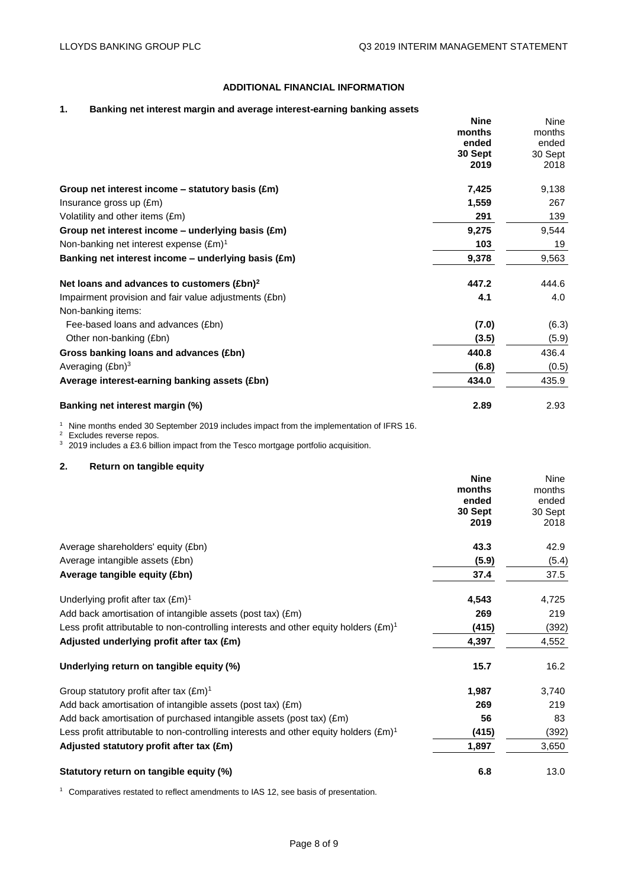# ADDITIONAL FINANCIAL INFORMATION

## 1. Banking net interest margin and average interest-earning banking assets

| | **Nine months ended 30 Sept 2019** | Nine months ended 30 Sept 2018 |
|---|---|---|
| **Group net interest income – statutory basis (£m)** | **7,425** | 9,138 |
| Insurance gross up (£m) | **1,559** | 267 |
| Volatility and other items (£m) | **291** | 139 |
| **Group net interest income – underlying basis (£m)** | **9,275** | 9,544 |
| Non-banking net interest expense (£m)[1] | **103** | 19 |
| **Banking net interest income – underlying basis (£m)** | **9,378** | 9,563 |
| | | |
| **Net loans and advances to customers (£bn)[2]** | **447.2** | 444.6 |
| Impairment provision and fair value adjustments (£bn) | **4.1** | 4.0 |
| Non-banking items: | | |
| Fee-based loans and advances (£bn) | **(7.0)** | (6.3) |
| Other non-banking (£bn) | **(3.5)** | (5.9) |
| **Gross banking loans and advances (£bn)** | **440.8** | 436.4 |
| Averaging (£bn)[3] | **(6.8)** | (0.5) |
| **Average interest-earning banking assets (£bn)** | **434.0** | 435.9 |
| | | |
| **Banking net interest margin (%)** | **2.89** | 2.93 |

[1] Nine months ended 30 September 2019 includes impact from the implementation of IFRS 16.
[2] Excludes reverse repos.
[3] 2019 includes a £3.6 billion impact from the Tesco mortgage portfolio acquisition.

## 2. Return on tangible equity

| | **Nine months ended 30 Sept 2019** | Nine months ended 30 Sept 2018 |
|---|---|---|
| Average shareholders' equity (£bn) | **43.3** | 42.9 |
| Average intangible assets (£bn) | **(5.9)** | (5.4) |
| **Average tangible equity (£bn)** | **37.4** | 37.5 |
| | | |
| Underlying profit after tax (£m)[1] | **4,543** | 4,725 |
| Add back amortisation of intangible assets (post tax) (£m) | **269** | 219 |
| Less profit attributable to non-controlling interests and other equity holders (£m)[1] | **(415)** | (392) |
| **Adjusted underlying profit after tax (£m)** | **4,397** | 4,552 |
| | | |
| **Underlying return on tangible equity (%)** | **15.7** | 16.2 |
| | | |
| Group statutory profit after tax (£m)[1] | **1,987** | 3,740 |
| Add back amortisation of intangible assets (post tax) (£m) | **269** | 219 |
| Add back amortisation of purchased intangible assets (post tax) (£m) | **56** | 83 |
| Less profit attributable to non-controlling interests and other equity holders (£m)[1] | **(415)** | (392) |
| **Adjusted statutory profit after tax (£m)** | **1,897** | 3,650 |
| | | |
| **Statutory return on tangible equity (%)** | **6.8** | 13.0 |

[1] Comparatives restated to reflect amendments to IAS 12, see basis of presentation.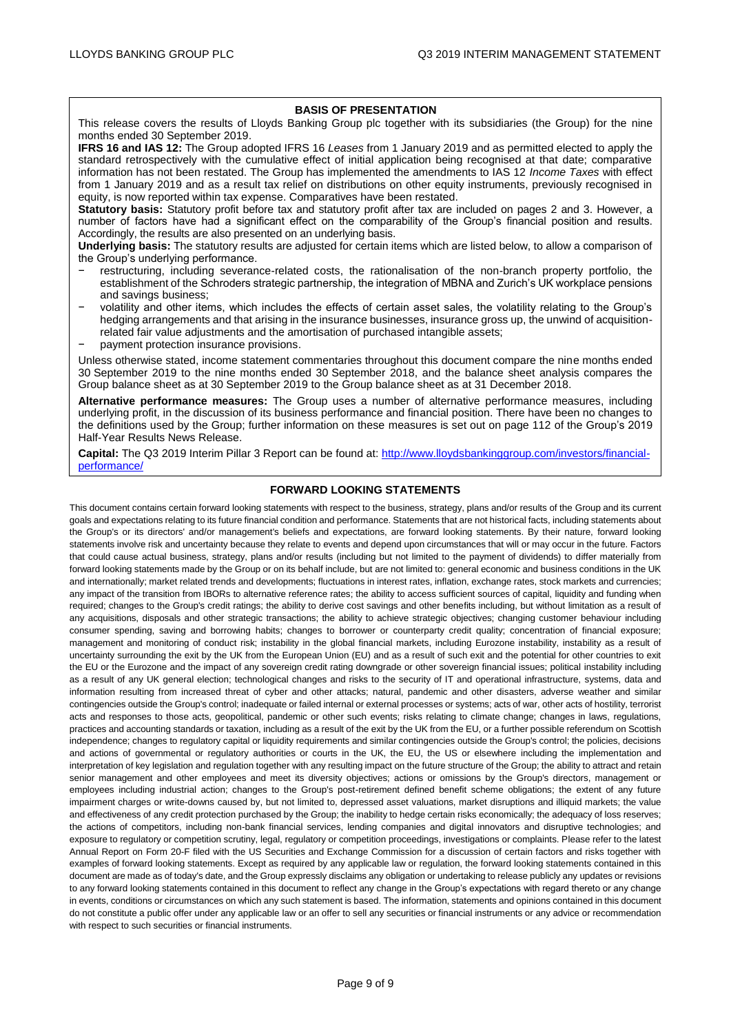## BASIS OF PRESENTATION

This release covers the results of Lloyds Banking Group plc together with its subsidiaries (the Group) for the nine months ended 30 September 2019.

**IFRS 16 and IAS 12:** The Group adopted IFRS 16 *Leases* from 1 January 2019 and as permitted elected to apply the standard retrospectively with the cumulative effect of initial application being recognised at that date; comparative information has not been restated. The Group has implemented the amendments to IAS 12 *Income Taxes* with effect from 1 January 2019 and as a result tax relief on distributions on other equity instruments, previously recognised in equity, is now reported within tax expense. Comparatives have been restated.

**Statutory basis:** Statutory profit before tax and statutory profit after tax are included on pages 2 and 3. However, a number of factors have had a significant effect on the comparability of the Group's financial position and results. Accordingly, the results are also presented on an underlying basis.

**Underlying basis:** The statutory results are adjusted for certain items which are listed below, to allow a comparison of the Group's underlying performance.

- restructuring, including severance-related costs, the rationalisation of the non-branch property portfolio, the establishment of the Schroders strategic partnership, the integration of MBNA and Zurich's UK workplace pensions and savings business;
- volatility and other items, which includes the effects of certain asset sales, the volatility relating to the Group's hedging arrangements and that arising in the insurance businesses, insurance gross up, the unwind of acquisition-related fair value adjustments and the amortisation of purchased intangible assets;
- payment protection insurance provisions.

Unless otherwise stated, income statement commentaries throughout this document compare the nine months ended 30 September 2019 to the nine months ended 30 September 2018, and the balance sheet analysis compares the Group balance sheet as at 30 September 2019 to the Group balance sheet as at 31 December 2018.

**Alternative performance measures:** The Group uses a number of alternative performance measures, including underlying profit, in the discussion of its business performance and financial position. There have been no changes to the definitions used by the Group; further information on these measures is set out on page 112 of the Group's 2019 Half-Year Results News Release.

**Capital:** The Q3 2019 Interim Pillar 3 Report can be found at: [http://www.lloydsbankinggroup.com/investors/financial-performance/](http://www.lloydsbankinggroup.com/investors/financial-performance/)

## FORWARD LOOKING STATEMENTS

This document contains certain forward looking statements with respect to the business, strategy, plans and/or results of the Group and its current goals and expectations relating to its future financial condition and performance. Statements that are not historical facts, including statements about the Group's or its directors' and/or management's beliefs and expectations, are forward looking statements. By their nature, forward looking statements involve risk and uncertainty because they relate to events and depend upon circumstances that will or may occur in the future. Factors that could cause actual business, strategy, plans and/or results (including but not limited to the payment of dividends) to differ materially from forward looking statements made by the Group or on its behalf include, but are not limited to: general economic and business conditions in the UK and internationally; market related trends and developments; fluctuations in interest rates, inflation, exchange rates, stock markets and currencies; any impact of the transition from IBORs to alternative reference rates; the ability to access sufficient sources of capital, liquidity and funding when required; changes to the Group's credit ratings; the ability to derive cost savings and other benefits including, but without limitation as a result of any acquisitions, disposals and other strategic transactions; the ability to achieve strategic objectives; changing customer behaviour including consumer spending, saving and borrowing habits; changes to borrower or counterparty credit quality; concentration of financial exposure; management and monitoring of conduct risk; instability in the global financial markets, including Eurozone instability, instability as a result of uncertainty surrounding the exit by the UK from the European Union (EU) and as a result of such exit and the potential for other countries to exit the EU or the Eurozone and the impact of any sovereign credit rating downgrade or other sovereign financial issues; political instability including as a result of any UK general election; technological changes and risks to the security of IT and operational infrastructure, systems, data and information resulting from increased threat of cyber and other attacks; natural, pandemic and other disasters, adverse weather and similar contingencies outside the Group's control; inadequate or failed internal or external processes or systems; acts of war, other acts of hostility, terrorist acts and responses to those acts, geopolitical, pandemic or other such events; risks relating to climate change; changes in laws, regulations, practices and accounting standards or taxation, including as a result of the exit by the UK from the EU, or a further possible referendum on Scottish independence; changes to regulatory capital or liquidity requirements and similar contingencies outside the Group's control; the policies, decisions and actions of governmental or regulatory authorities or courts in the UK, the EU, the US or elsewhere including the implementation and interpretation of key legislation and regulation together with any resulting impact on the future structure of the Group; the ability to attract and retain senior management and other employees and meet its diversity objectives; actions or omissions by the Group's directors, management or employees including industrial action; changes to the Group's post-retirement defined benefit scheme obligations; the extent of any future impairment charges or write-downs caused by, but not limited to, depressed asset valuations, market disruptions and illiquid markets; the value and effectiveness of any credit protection purchased by the Group; the inability to hedge certain risks economically; the adequacy of loss reserves; the actions of competitors, including non-bank financial services, lending companies and digital innovators and disruptive technologies; and exposure to regulatory or competition scrutiny, legal, regulatory or competition proceedings, investigations or complaints. Please refer to the latest Annual Report on Form 20-F filed with the US Securities and Exchange Commission for a discussion of certain factors and risks together with examples of forward looking statements. Except as required by any applicable law or regulation, the forward looking statements contained in this document are made as of today's date, and the Group expressly disclaims any obligation or undertaking to release publicly any updates or revisions to any forward looking statements contained in this document to reflect any change in the Group's expectations with regard thereto or any change in events, conditions or circumstances on which any such statement is based. The information, statements and opinions contained in this document do not constitute a public offer under any applicable law or an offer to sell any securities or financial instruments or any advice or recommendation with respect to such securities or financial instruments.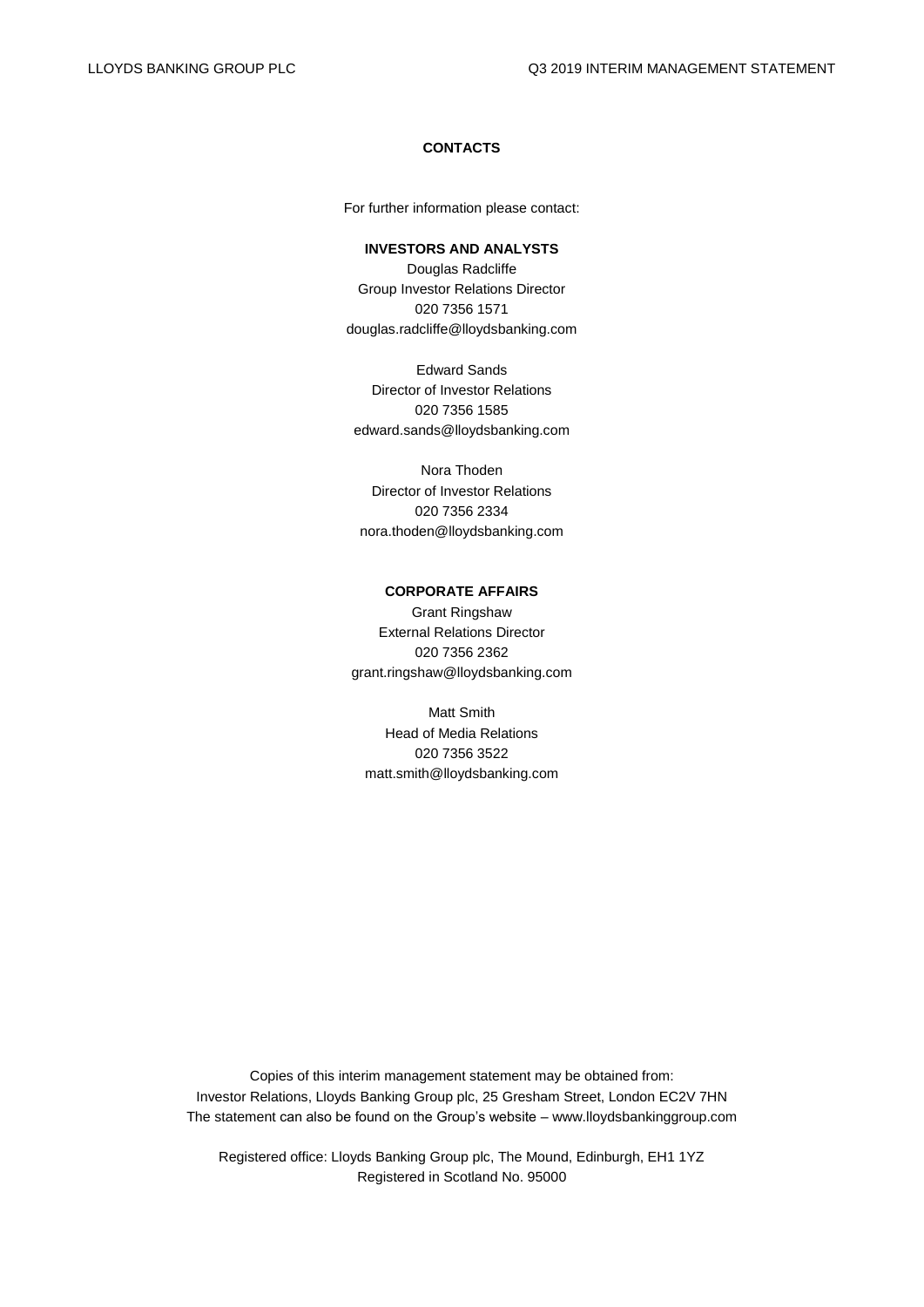## CONTACTS

For further information please contact:

**INVESTORS AND ANALYSTS**

Douglas Radcliffe
Group Investor Relations Director
020 7356 1571
douglas.radcliffe@lloydsbanking.com

Edward Sands
Director of Investor Relations
020 7356 1585
edward.sands@lloydsbanking.com

Nora Thoden
Director of Investor Relations
020 7356 2334
nora.thoden@lloydsbanking.com

**CORPORATE AFFAIRS**

Grant Ringshaw
External Relations Director
020 7356 2362
grant.ringshaw@lloydsbanking.com

Matt Smith
Head of Media Relations
020 7356 3522
matt.smith@lloydsbanking.com

Copies of this interim management statement may be obtained from:
Investor Relations, Lloyds Banking Group plc, 25 Gresham Street, London EC2V 7HN
The statement can also be found on the Group's website – www.lloydsbankinggroup.com

Registered office: Lloyds Banking Group plc, The Mound, Edinburgh, EH1 1YZ
Registered in Scotland No. 95000